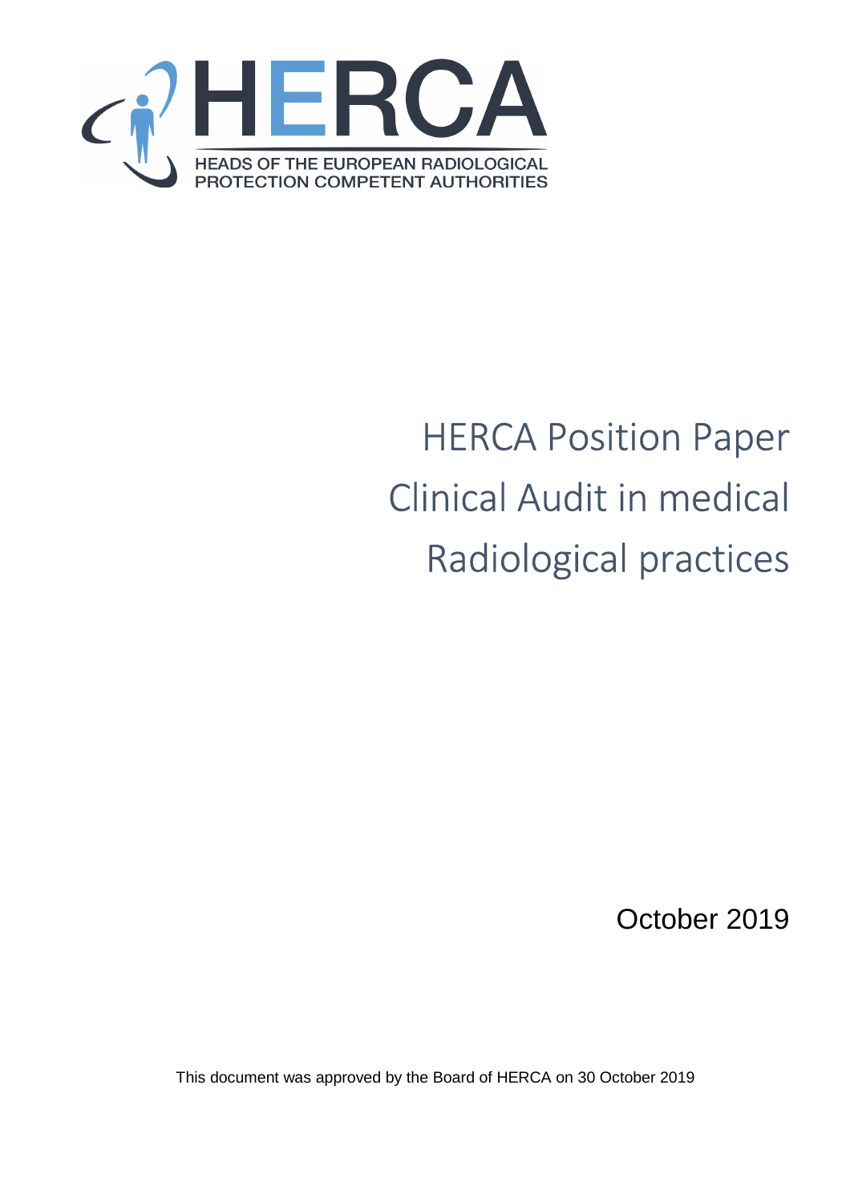HERCA

HEADS OF THE EUROPEAN RADIOLOGICAL PROTECTION COMPETENT AUTHORITIES

# HERCA Position Paper Clinical Audit in medical Radiological practices

October 2019

This document was approved by the Board of HERCA on 30 October 2019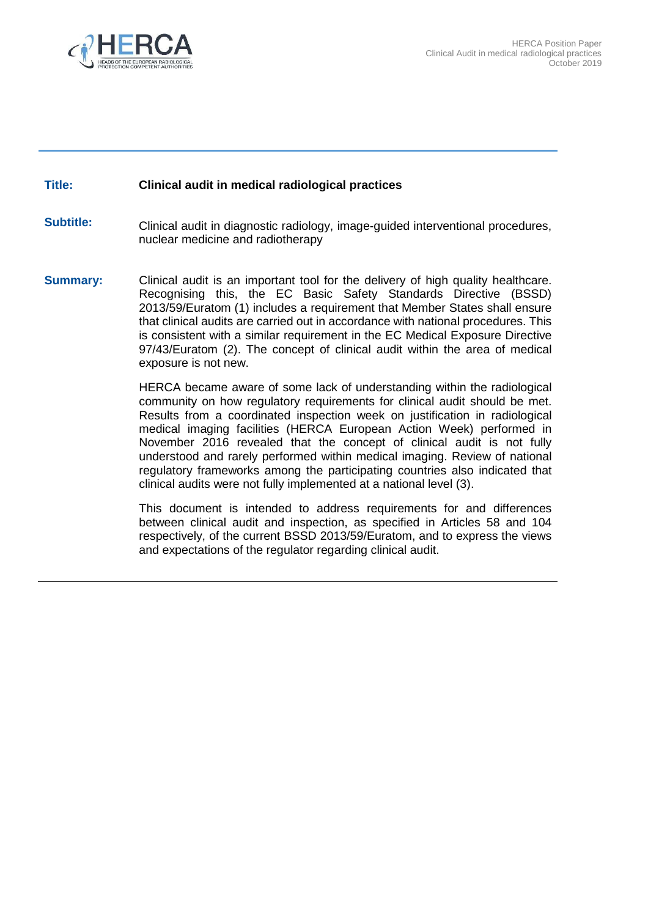**Title:** **Clinical audit in medical radiological practices**

**Subtitle:** Clinical audit in diagnostic radiology, image-guided interventional procedures, nuclear medicine and radiotherapy

**Summary:** Clinical audit is an important tool for the delivery of high quality healthcare. Recognising this, the EC Basic Safety Standards Directive (BSSD) 2013/59/Euratom (1) includes a requirement that Member States shall ensure that clinical audits are carried out in accordance with national procedures. This is consistent with a similar requirement in the EC Medical Exposure Directive 97/43/Euratom (2). The concept of clinical audit within the area of medical exposure is not new.

HERCA became aware of some lack of understanding within the radiological community on how regulatory requirements for clinical audit should be met. Results from a coordinated inspection week on justification in radiological medical imaging facilities (HERCA European Action Week) performed in November 2016 revealed that the concept of clinical audit is not fully understood and rarely performed within medical imaging. Review of national regulatory frameworks among the participating countries also indicated that clinical audits were not fully implemented at a national level (3).

This document is intended to address requirements for and differences between clinical audit and inspection, as specified in Articles 58 and 104 respectively, of the current BSSD 2013/59/Euratom, and to express the views and expectations of the regulator regarding clinical audit.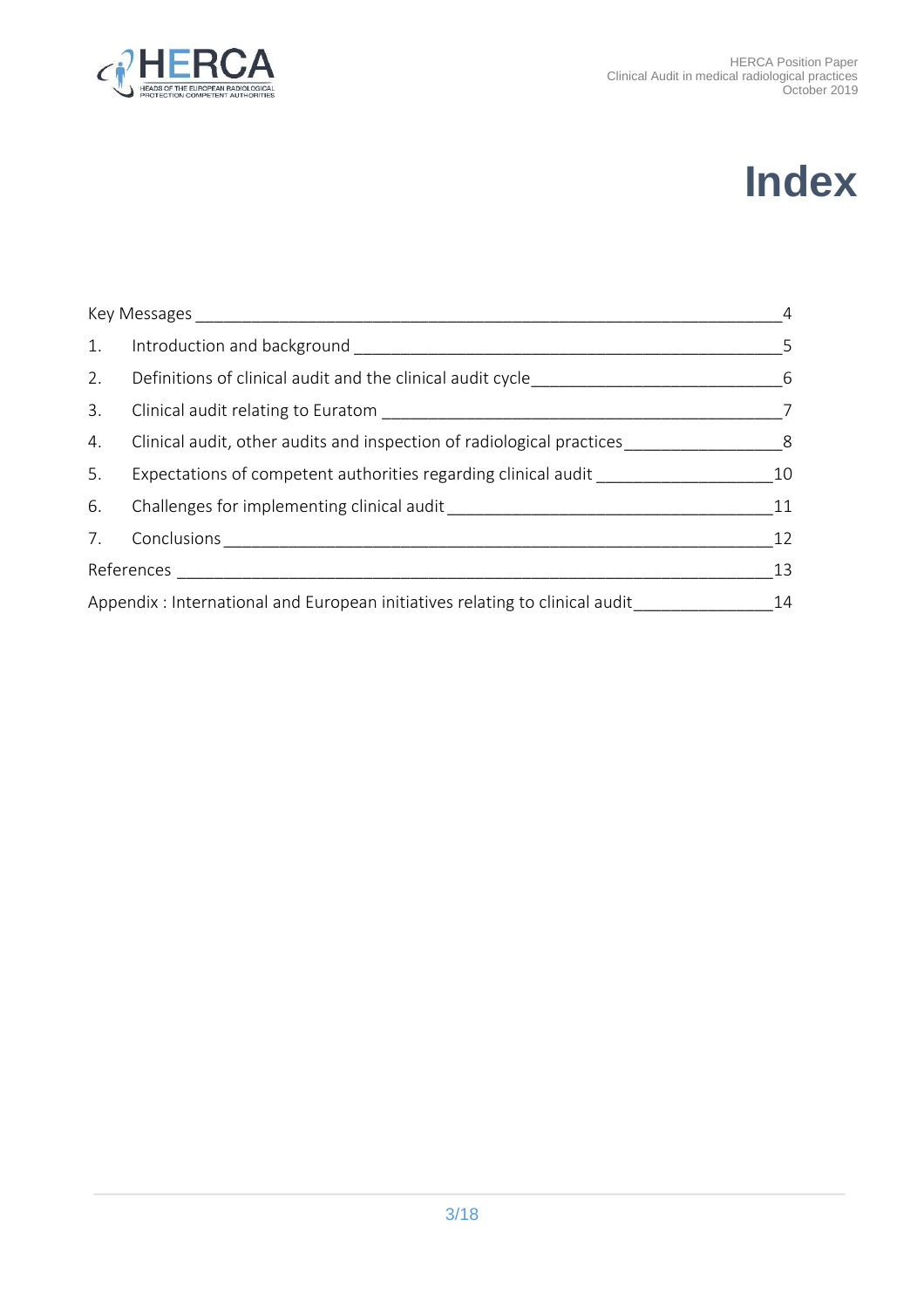# Index

| | |
|---|---|
| Key Messages | 4 |
| 1. Introduction and background | 5 |
| 2. Definitions of clinical audit and the clinical audit cycle | 6 |
| 3. Clinical audit relating to Euratom | 7 |
| 4. Clinical audit, other audits and inspection of radiological practices | 8 |
| 5. Expectations of competent authorities regarding clinical audit | 10 |
| 6. Challenges for implementing clinical audit | 11 |
| 7. Conclusions | 12 |
| References | 13 |
| Appendix : International and European initiatives relating to clinical audit | 14 |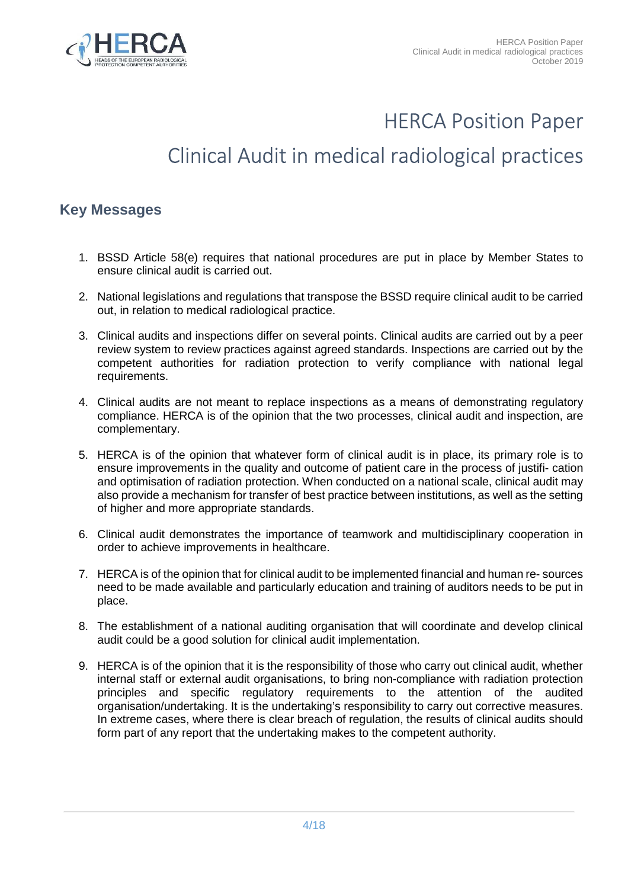# HERCA Position Paper

# Clinical Audit in medical radiological practices

## Key Messages

1. BSSD Article 58(e) requires that national procedures are put in place by Member States to ensure clinical audit is carried out.

2. National legislations and regulations that transpose the BSSD require clinical audit to be carried out, in relation to medical radiological practice.

3. Clinical audits and inspections differ on several points. Clinical audits are carried out by a peer review system to review practices against agreed standards. Inspections are carried out by the competent authorities for radiation protection to verify compliance with national legal requirements.

4. Clinical audits are not meant to replace inspections as a means of demonstrating regulatory compliance. HERCA is of the opinion that the two processes, clinical audit and inspection, are complementary.

5. HERCA is of the opinion that whatever form of clinical audit is in place, its primary role is to ensure improvements in the quality and outcome of patient care in the process of justifi- cation and optimisation of radiation protection. When conducted on a national scale, clinical audit may also provide a mechanism for transfer of best practice between institutions, as well as the setting of higher and more appropriate standards.

6. Clinical audit demonstrates the importance of teamwork and multidisciplinary cooperation in order to achieve improvements in healthcare.

7. HERCA is of the opinion that for clinical audit to be implemented financial and human re- sources need to be made available and particularly education and training of auditors needs to be put in place.

8. The establishment of a national auditing organisation that will coordinate and develop clinical audit could be a good solution for clinical audit implementation.

9. HERCA is of the opinion that it is the responsibility of those who carry out clinical audit, whether internal staff or external audit organisations, to bring non-compliance with radiation protection principles and specific regulatory requirements to the attention of the audited organisation/undertaking. It is the undertaking's responsibility to carry out corrective measures. In extreme cases, where there is clear breach of regulation, the results of clinical audits should form part of any report that the undertaking makes to the competent authority.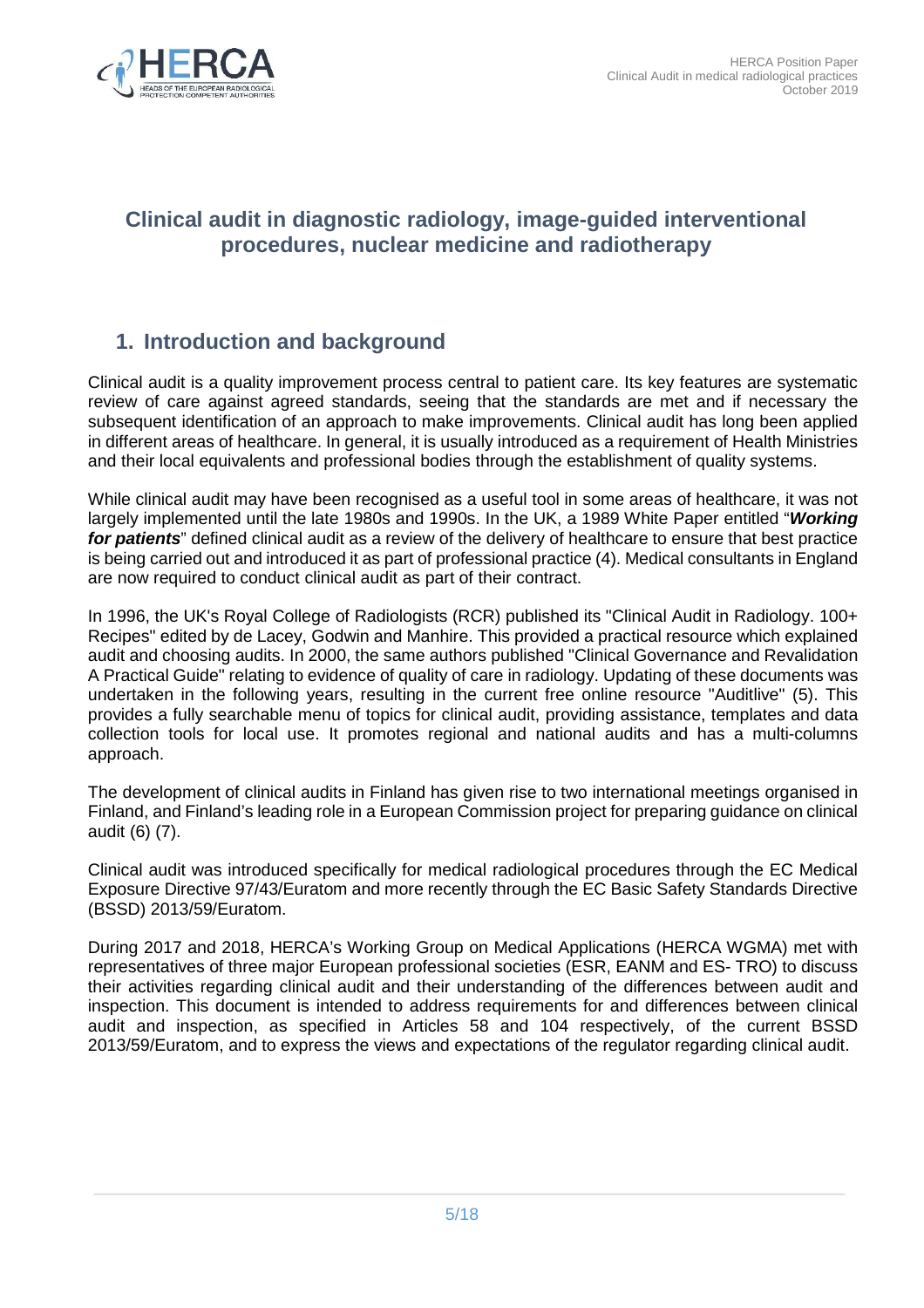# Clinical audit in diagnostic radiology, image-guided interventional procedures, nuclear medicine and radiotherapy

## 1. Introduction and background

Clinical audit is a quality improvement process central to patient care. Its key features are systematic review of care against agreed standards, seeing that the standards are met and if necessary the subsequent identification of an approach to make improvements. Clinical audit has long been applied in different areas of healthcare. In general, it is usually introduced as a requirement of Health Ministries and their local equivalents and professional bodies through the establishment of quality systems.

While clinical audit may have been recognised as a useful tool in some areas of healthcare, it was not largely implemented until the late 1980s and 1990s. In the UK, a 1989 White Paper entitled "***Working for patients***" defined clinical audit as a review of the delivery of healthcare to ensure that best practice is being carried out and introduced it as part of professional practice (4). Medical consultants in England are now required to conduct clinical audit as part of their contract.

In 1996, the UK's Royal College of Radiologists (RCR) published its "Clinical Audit in Radiology. 100+ Recipes" edited by de Lacey, Godwin and Manhire. This provided a practical resource which explained audit and choosing audits. In 2000, the same authors published "Clinical Governance and Revalidation A Practical Guide" relating to evidence of quality of care in radiology. Updating of these documents was undertaken in the following years, resulting in the current free online resource "Auditlive" (5). This provides a fully searchable menu of topics for clinical audit, providing assistance, templates and data collection tools for local use. It promotes regional and national audits and has a multi-columns approach.

The development of clinical audits in Finland has given rise to two international meetings organised in Finland, and Finland's leading role in a European Commission project for preparing guidance on clinical audit (6) (7).

Clinical audit was introduced specifically for medical radiological procedures through the EC Medical Exposure Directive 97/43/Euratom and more recently through the EC Basic Safety Standards Directive (BSSD) 2013/59/Euratom.

During 2017 and 2018, HERCA's Working Group on Medical Applications (HERCA WGMA) met with representatives of three major European professional societies (ESR, EANM and ES- TRO) to discuss their activities regarding clinical audit and their understanding of the differences between audit and inspection. This document is intended to address requirements for and differences between clinical audit and inspection, as specified in Articles 58 and 104 respectively, of the current BSSD 2013/59/Euratom, and to express the views and expectations of the regulator regarding clinical audit.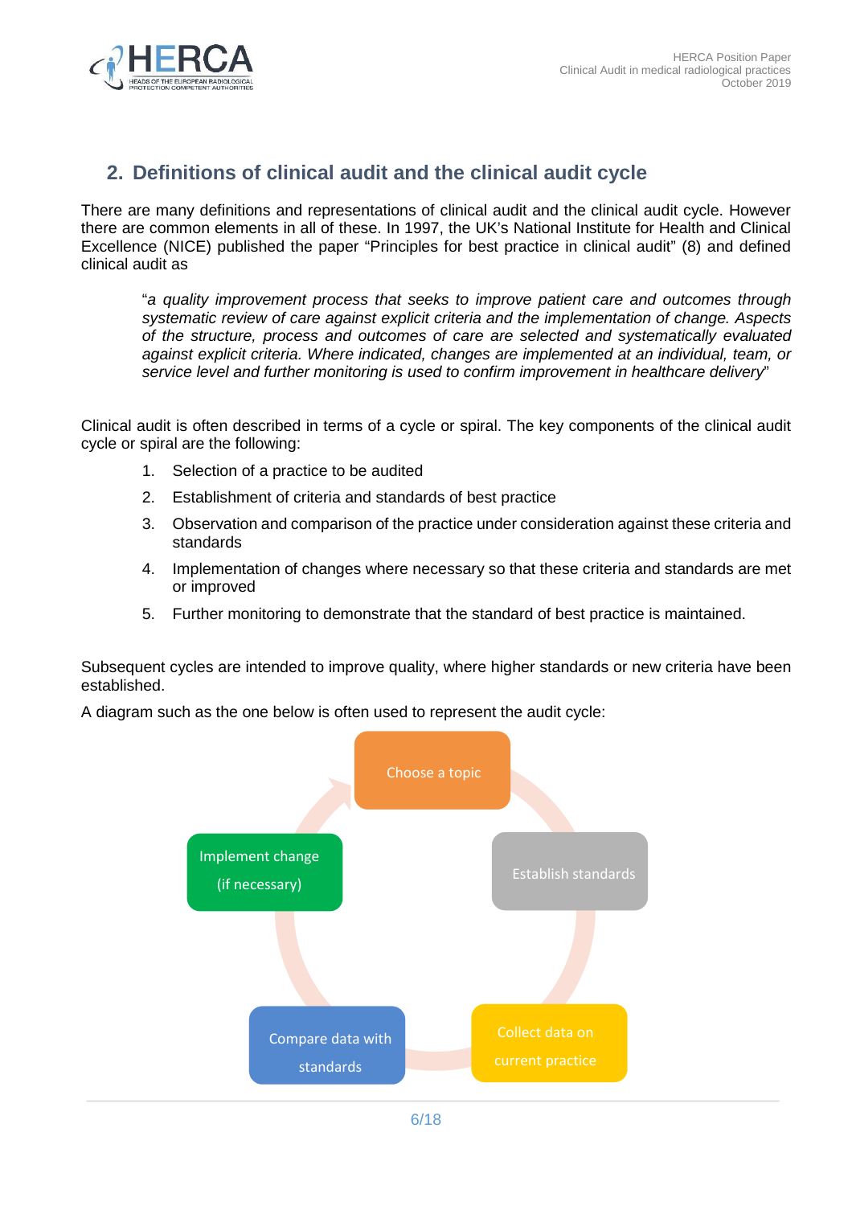## 2. Definitions of clinical audit and the clinical audit cycle

There are many definitions and representations of clinical audit and the clinical audit cycle. However there are common elements in all of these. In 1997, the UK's National Institute for Health and Clinical Excellence (NICE) published the paper "Principles for best practice in clinical audit" (8) and defined clinical audit as

> "*a quality improvement process that seeks to improve patient care and outcomes through systematic review of care against explicit criteria and the implementation of change. Aspects of the structure, process and outcomes of care are selected and systematically evaluated against explicit criteria. Where indicated, changes are implemented at an individual, team, or service level and further monitoring is used to confirm improvement in healthcare delivery*"

Clinical audit is often described in terms of a cycle or spiral. The key components of the clinical audit cycle or spiral are the following:

1. Selection of a practice to be audited
2. Establishment of criteria and standards of best practice
3. Observation and comparison of the practice under consideration against these criteria and standards
4. Implementation of changes where necessary so that these criteria and standards are met or improved
5. Further monitoring to demonstrate that the standard of best practice is maintained.

Subsequent cycles are intended to improve quality, where higher standards or new criteria have been established.

A diagram such as the one below is often used to represent the audit cycle:

Choose a topic → Establish standards → Collect data on current practice → Compare data with standards → Implement change (if necessary) → Choose a topic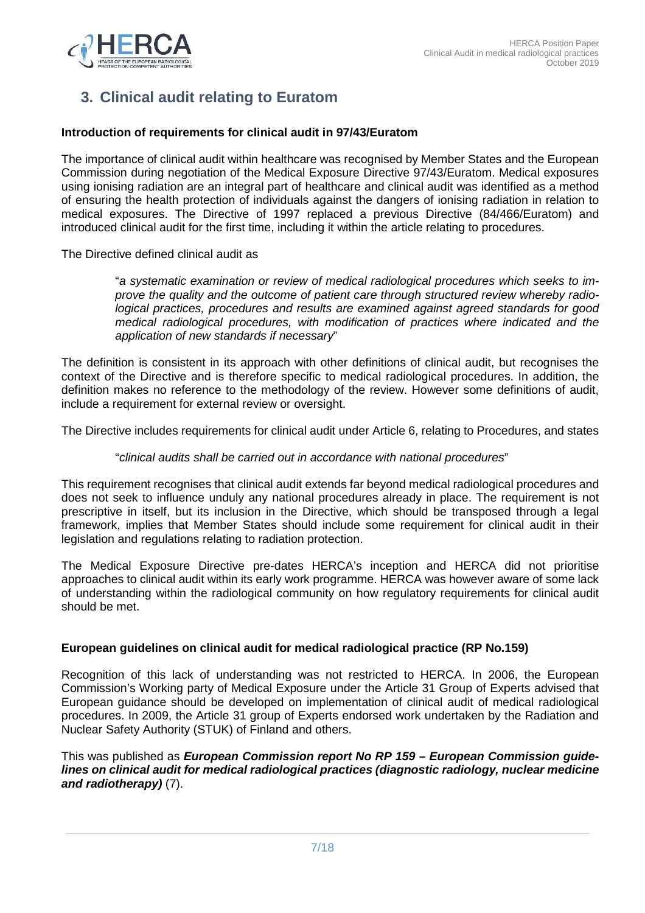## 3. Clinical audit relating to Euratom

**Introduction of requirements for clinical audit in 97/43/Euratom**

The importance of clinical audit within healthcare was recognised by Member States and the European Commission during negotiation of the Medical Exposure Directive 97/43/Euratom. Medical exposures using ionising radiation are an integral part of healthcare and clinical audit was identified as a method of ensuring the health protection of individuals against the dangers of ionising radiation in relation to medical exposures. The Directive of 1997 replaced a previous Directive (84/466/Euratom) and introduced clinical audit for the first time, including it within the article relating to procedures.

The Directive defined clinical audit as

> "*a systematic examination or review of medical radiological procedures which seeks to improve the quality and the outcome of patient care through structured review whereby radiological practices, procedures and results are examined against agreed standards for good medical radiological procedures, with modification of practices where indicated and the application of new standards if necessary*"

The definition is consistent in its approach with other definitions of clinical audit, but recognises the context of the Directive and is therefore specific to medical radiological procedures. In addition, the definition makes no reference to the methodology of the review. However some definitions of audit, include a requirement for external review or oversight.

The Directive includes requirements for clinical audit under Article 6, relating to Procedures, and states

> "*clinical audits shall be carried out in accordance with national procedures*"

This requirement recognises that clinical audit extends far beyond medical radiological procedures and does not seek to influence unduly any national procedures already in place. The requirement is not prescriptive in itself, but its inclusion in the Directive, which should be transposed through a legal framework, implies that Member States should include some requirement for clinical audit in their legislation and regulations relating to radiation protection.

The Medical Exposure Directive pre-dates HERCA's inception and HERCA did not prioritise approaches to clinical audit within its early work programme. HERCA was however aware of some lack of understanding within the radiological community on how regulatory requirements for clinical audit should be met.

**European guidelines on clinical audit for medical radiological practice (RP No.159)**

Recognition of this lack of understanding was not restricted to HERCA. In 2006, the European Commission's Working party of Medical Exposure under the Article 31 Group of Experts advised that European guidance should be developed on implementation of clinical audit of medical radiological procedures. In 2009, the Article 31 group of Experts endorsed work undertaken by the Radiation and Nuclear Safety Authority (STUK) of Finland and others.

This was published as ***European Commission report No RP 159 – European Commission guidelines on clinical audit for medical radiological practices (diagnostic radiology, nuclear medicine and radiotherapy)*** (7).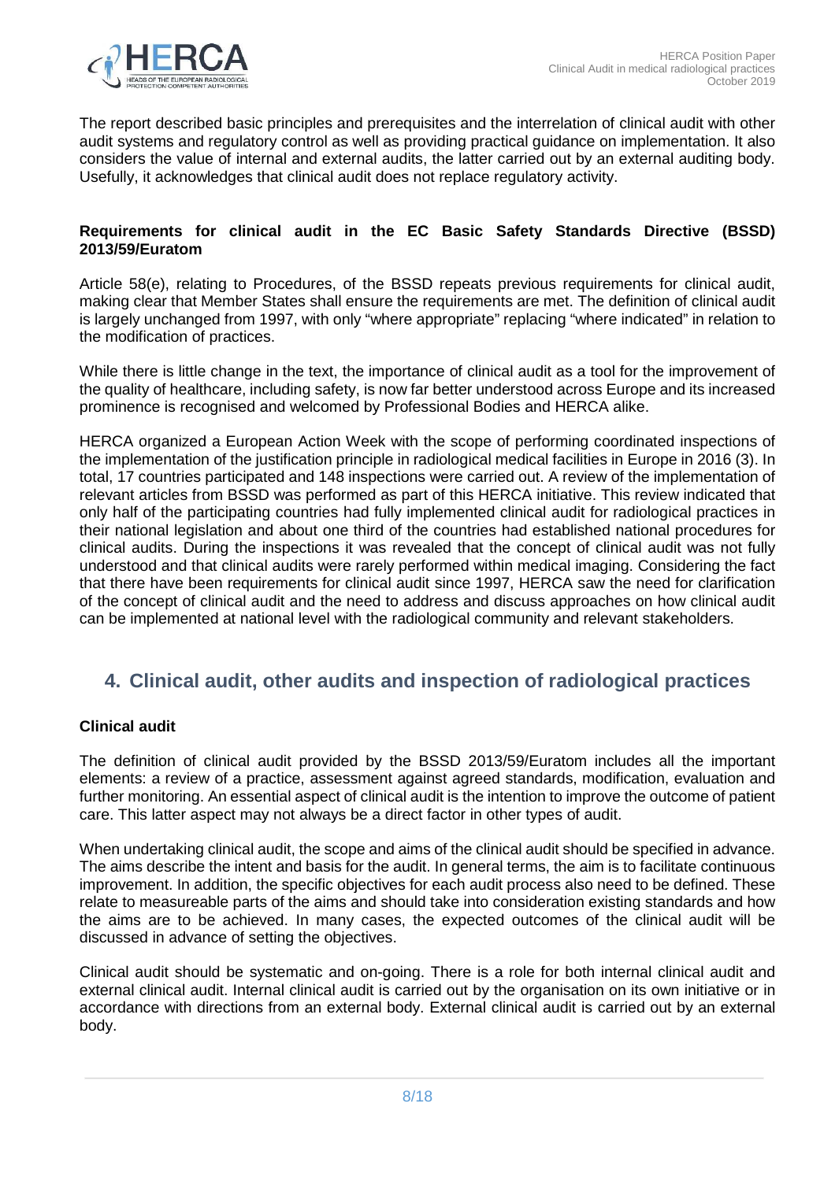The report described basic principles and prerequisites and the interrelation of clinical audit with other audit systems and regulatory control as well as providing practical guidance on implementation. It also considers the value of internal and external audits, the latter carried out by an external auditing body. Usefully, it acknowledges that clinical audit does not replace regulatory activity.

**Requirements for clinical audit in the EC Basic Safety Standards Directive (BSSD) 2013/59/Euratom**

Article 58(e), relating to Procedures, of the BSSD repeats previous requirements for clinical audit, making clear that Member States shall ensure the requirements are met. The definition of clinical audit is largely unchanged from 1997, with only "where appropriate" replacing "where indicated" in relation to the modification of practices.

While there is little change in the text, the importance of clinical audit as a tool for the improvement of the quality of healthcare, including safety, is now far better understood across Europe and its increased prominence is recognised and welcomed by Professional Bodies and HERCA alike.

HERCA organized a European Action Week with the scope of performing coordinated inspections of the implementation of the justification principle in radiological medical facilities in Europe in 2016 (3). In total, 17 countries participated and 148 inspections were carried out. A review of the implementation of relevant articles from BSSD was performed as part of this HERCA initiative. This review indicated that only half of the participating countries had fully implemented clinical audit for radiological practices in their national legislation and about one third of the countries had established national procedures for clinical audits. During the inspections it was revealed that the concept of clinical audit was not fully understood and that clinical audits were rarely performed within medical imaging. Considering the fact that there have been requirements for clinical audit since 1997, HERCA saw the need for clarification of the concept of clinical audit and the need to address and discuss approaches on how clinical audit can be implemented at national level with the radiological community and relevant stakeholders.

## 4. Clinical audit, other audits and inspection of radiological practices

**Clinical audit**

The definition of clinical audit provided by the BSSD 2013/59/Euratom includes all the important elements: a review of a practice, assessment against agreed standards, modification, evaluation and further monitoring. An essential aspect of clinical audit is the intention to improve the outcome of patient care. This latter aspect may not always be a direct factor in other types of audit.

When undertaking clinical audit, the scope and aims of the clinical audit should be specified in advance. The aims describe the intent and basis for the audit. In general terms, the aim is to facilitate continuous improvement. In addition, the specific objectives for each audit process also need to be defined. These relate to measureable parts of the aims and should take into consideration existing standards and how the aims are to be achieved. In many cases, the expected outcomes of the clinical audit will be discussed in advance of setting the objectives.

Clinical audit should be systematic and on-going. There is a role for both internal clinical audit and external clinical audit. Internal clinical audit is carried out by the organisation on its own initiative or in accordance with directions from an external body. External clinical audit is carried out by an external body.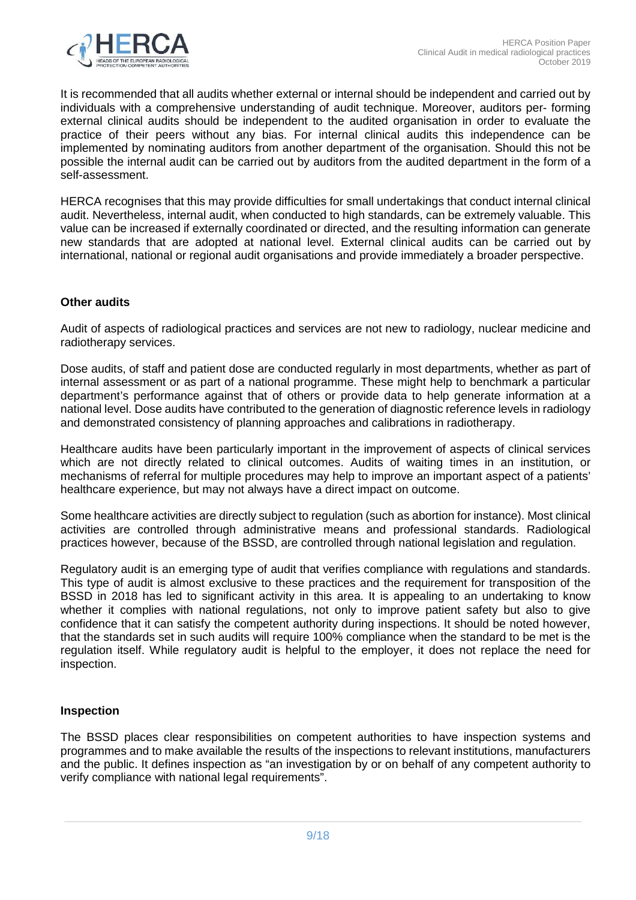It is recommended that all audits whether external or internal should be independent and carried out by individuals with a comprehensive understanding of audit technique. Moreover, auditors per- forming external clinical audits should be independent to the audited organisation in order to evaluate the practice of their peers without any bias. For internal clinical audits this independence can be implemented by nominating auditors from another department of the organisation. Should this not be possible the internal audit can be carried out by auditors from the audited department in the form of a self-assessment.

HERCA recognises that this may provide difficulties for small undertakings that conduct internal clinical audit. Nevertheless, internal audit, when conducted to high standards, can be extremely valuable. This value can be increased if externally coordinated or directed, and the resulting information can generate new standards that are adopted at national level. External clinical audits can be carried out by international, national or regional audit organisations and provide immediately a broader perspective.

### Other audits

Audit of aspects of radiological practices and services are not new to radiology, nuclear medicine and radiotherapy services.

Dose audits, of staff and patient dose are conducted regularly in most departments, whether as part of internal assessment or as part of a national programme. These might help to benchmark a particular department's performance against that of others or provide data to help generate information at a national level. Dose audits have contributed to the generation of diagnostic reference levels in radiology and demonstrated consistency of planning approaches and calibrations in radiotherapy.

Healthcare audits have been particularly important in the improvement of aspects of clinical services which are not directly related to clinical outcomes. Audits of waiting times in an institution, or mechanisms of referral for multiple procedures may help to improve an important aspect of a patients' healthcare experience, but may not always have a direct impact on outcome.

Some healthcare activities are directly subject to regulation (such as abortion for instance). Most clinical activities are controlled through administrative means and professional standards. Radiological practices however, because of the BSSD, are controlled through national legislation and regulation.

Regulatory audit is an emerging type of audit that verifies compliance with regulations and standards. This type of audit is almost exclusive to these practices and the requirement for transposition of the BSSD in 2018 has led to significant activity in this area. It is appealing to an undertaking to know whether it complies with national regulations, not only to improve patient safety but also to give confidence that it can satisfy the competent authority during inspections. It should be noted however, that the standards set in such audits will require 100% compliance when the standard to be met is the regulation itself. While regulatory audit is helpful to the employer, it does not replace the need for inspection.

### Inspection

The BSSD places clear responsibilities on competent authorities to have inspection systems and programmes and to make available the results of the inspections to relevant institutions, manufacturers and the public. It defines inspection as "an investigation by or on behalf of any competent authority to verify compliance with national legal requirements".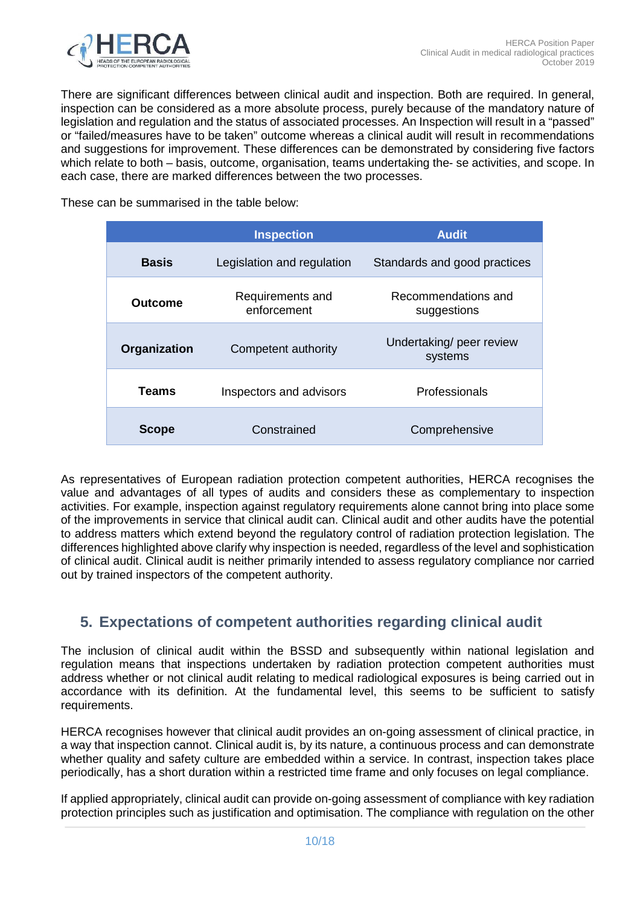There are significant differences between clinical audit and inspection. Both are required. In general, inspection can be considered as a more absolute process, purely because of the mandatory nature of legislation and regulation and the status of associated processes. An Inspection will result in a "passed" or "failed/measures have to be taken" outcome whereas a clinical audit will result in recommendations and suggestions for improvement. These differences can be demonstrated by considering five factors which relate to both – basis, outcome, organisation, teams undertaking the- se activities, and scope. In each case, there are marked differences between the two processes.

These can be summarised in the table below:

| | Inspection | Audit |
|---|---|---|
| **Basis** | Legislation and regulation | Standards and good practices |
| **Outcome** | Requirements and enforcement | Recommendations and suggestions |
| **Organization** | Competent authority | Undertaking/ peer review systems |
| **Teams** | Inspectors and advisors | Professionals |
| **Scope** | Constrained | Comprehensive |

As representatives of European radiation protection competent authorities, HERCA recognises the value and advantages of all types of audits and considers these as complementary to inspection activities. For example, inspection against regulatory requirements alone cannot bring into place some of the improvements in service that clinical audit can. Clinical audit and other audits have the potential to address matters which extend beyond the regulatory control of radiation protection legislation. The differences highlighted above clarify why inspection is needed, regardless of the level and sophistication of clinical audit. Clinical audit is neither primarily intended to assess regulatory compliance nor carried out by trained inspectors of the competent authority.

## 5. Expectations of competent authorities regarding clinical audit

The inclusion of clinical audit within the BSSD and subsequently within national legislation and regulation means that inspections undertaken by radiation protection competent authorities must address whether or not clinical audit relating to medical radiological exposures is being carried out in accordance with its definition. At the fundamental level, this seems to be sufficient to satisfy requirements.

HERCA recognises however that clinical audit provides an on-going assessment of clinical practice, in a way that inspection cannot. Clinical audit is, by its nature, a continuous process and can demonstrate whether quality and safety culture are embedded within a service. In contrast, inspection takes place periodically, has a short duration within a restricted time frame and only focuses on legal compliance.

If applied appropriately, clinical audit can provide on-going assessment of compliance with key radiation protection principles such as justification and optimisation. The compliance with regulation on the other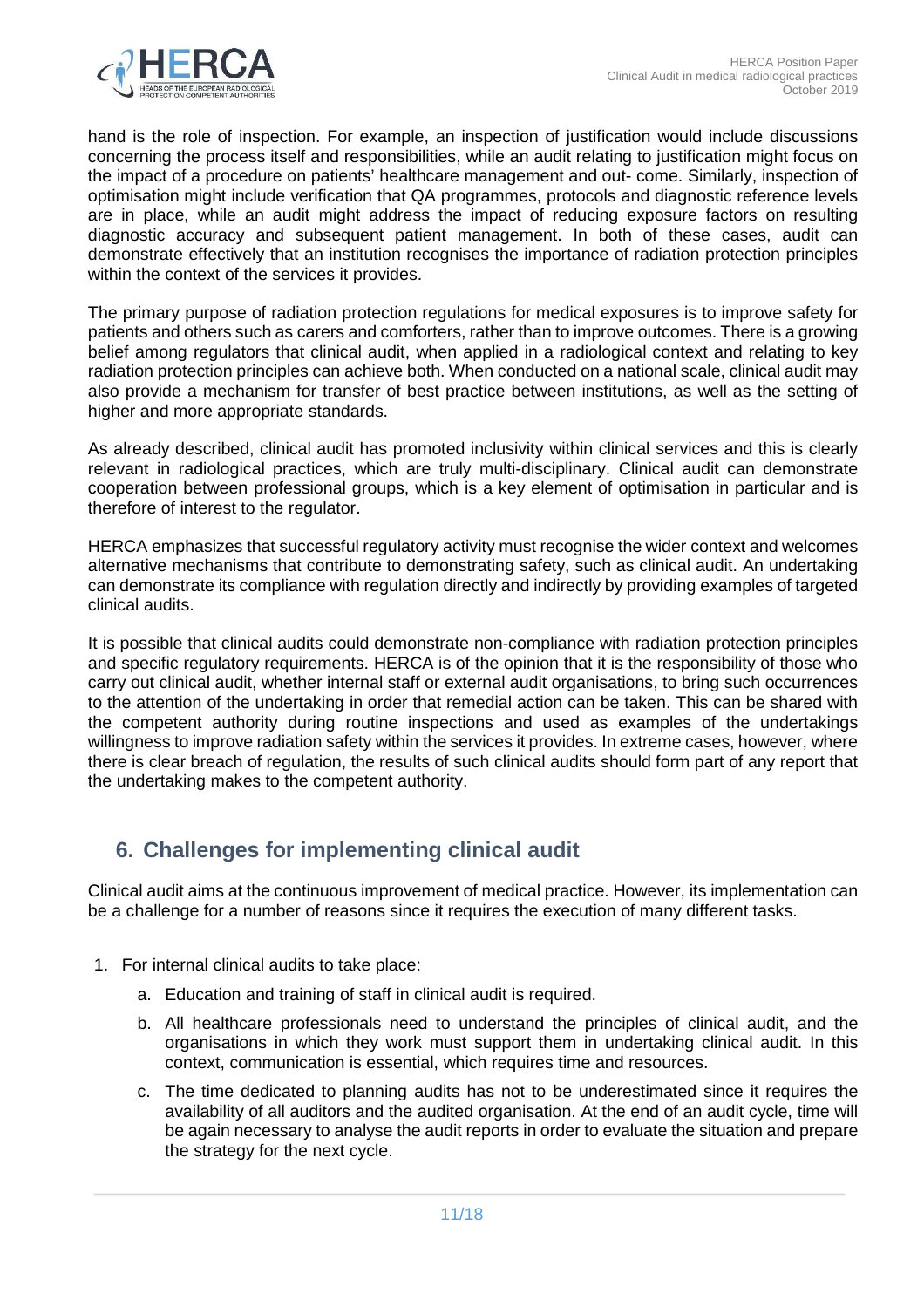hand is the role of inspection. For example, an inspection of justification would include discussions concerning the process itself and responsibilities, while an audit relating to justification might focus on the impact of a procedure on patients' healthcare management and out- come. Similarly, inspection of optimisation might include verification that QA programmes, protocols and diagnostic reference levels are in place, while an audit might address the impact of reducing exposure factors on resulting diagnostic accuracy and subsequent patient management. In both of these cases, audit can demonstrate effectively that an institution recognises the importance of radiation protection principles within the context of the services it provides.

The primary purpose of radiation protection regulations for medical exposures is to improve safety for patients and others such as carers and comforters, rather than to improve outcomes. There is a growing belief among regulators that clinical audit, when applied in a radiological context and relating to key radiation protection principles can achieve both. When conducted on a national scale, clinical audit may also provide a mechanism for transfer of best practice between institutions, as well as the setting of higher and more appropriate standards.

As already described, clinical audit has promoted inclusivity within clinical services and this is clearly relevant in radiological practices, which are truly multi-disciplinary. Clinical audit can demonstrate cooperation between professional groups, which is a key element of optimisation in particular and is therefore of interest to the regulator.

HERCA emphasizes that successful regulatory activity must recognise the wider context and welcomes alternative mechanisms that contribute to demonstrating safety, such as clinical audit. An undertaking can demonstrate its compliance with regulation directly and indirectly by providing examples of targeted clinical audits.

It is possible that clinical audits could demonstrate non-compliance with radiation protection principles and specific regulatory requirements. HERCA is of the opinion that it is the responsibility of those who carry out clinical audit, whether internal staff or external audit organisations, to bring such occurrences to the attention of the undertaking in order that remedial action can be taken. This can be shared with the competent authority during routine inspections and used as examples of the undertakings willingness to improve radiation safety within the services it provides. In extreme cases, however, where there is clear breach of regulation, the results of such clinical audits should form part of any report that the undertaking makes to the competent authority.

## 6. Challenges for implementing clinical audit

Clinical audit aims at the continuous improvement of medical practice. However, its implementation can be a challenge for a number of reasons since it requires the execution of many different tasks.

1. For internal clinical audits to take place:
   a. Education and training of staff in clinical audit is required.
   b. All healthcare professionals need to understand the principles of clinical audit, and the organisations in which they work must support them in undertaking clinical audit. In this context, communication is essential, which requires time and resources.
   c. The time dedicated to planning audits has not to be underestimated since it requires the availability of all auditors and the audited organisation. At the end of an audit cycle, time will be again necessary to analyse the audit reports in order to evaluate the situation and prepare the strategy for the next cycle.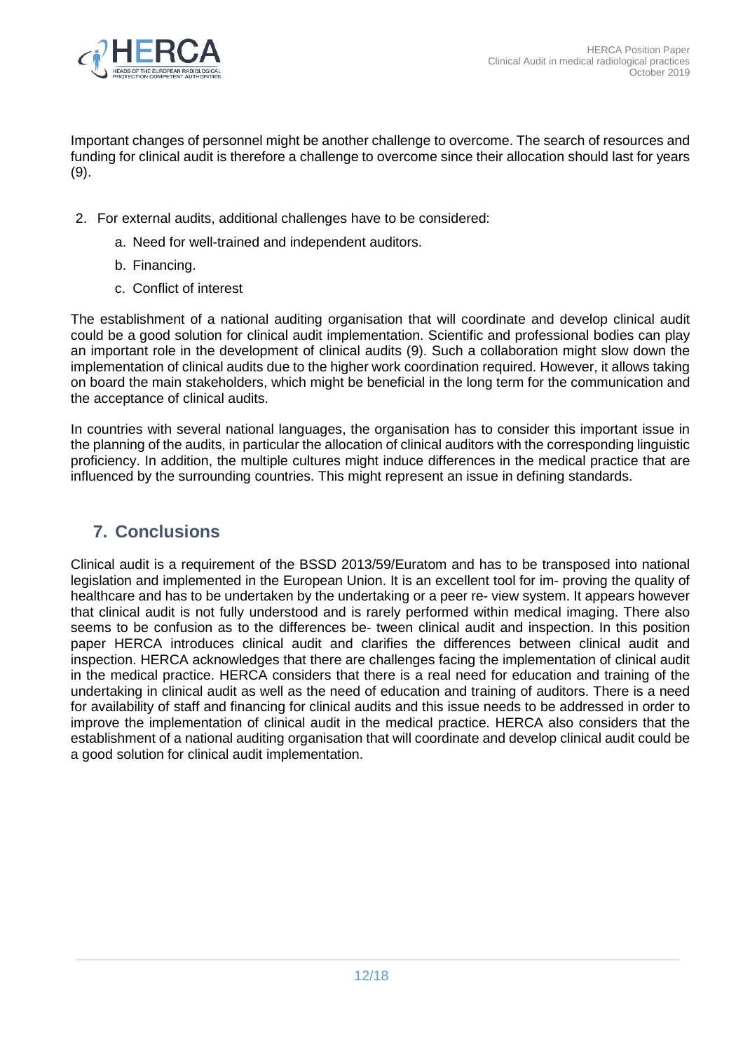Important changes of personnel might be another challenge to overcome. The search of resources and funding for clinical audit is therefore a challenge to overcome since their allocation should last for years (9).

2. For external audits, additional challenges have to be considered:
   a. Need for well-trained and independent auditors.
   b. Financing.
   c. Conflict of interest

The establishment of a national auditing organisation that will coordinate and develop clinical audit could be a good solution for clinical audit implementation. Scientific and professional bodies can play an important role in the development of clinical audits (9). Such a collaboration might slow down the implementation of clinical audits due to the higher work coordination required. However, it allows taking on board the main stakeholders, which might be beneficial in the long term for the communication and the acceptance of clinical audits.

In countries with several national languages, the organisation has to consider this important issue in the planning of the audits, in particular the allocation of clinical auditors with the corresponding linguistic proficiency. In addition, the multiple cultures might induce differences in the medical practice that are influenced by the surrounding countries. This might represent an issue in defining standards.

## 7. Conclusions

Clinical audit is a requirement of the BSSD 2013/59/Euratom and has to be transposed into national legislation and implemented in the European Union. It is an excellent tool for im- proving the quality of healthcare and has to be undertaken by the undertaking or a peer re- view system. It appears however that clinical audit is not fully understood and is rarely performed within medical imaging. There also seems to be confusion as to the differences be- tween clinical audit and inspection. In this position paper HERCA introduces clinical audit and clarifies the differences between clinical audit and inspection. HERCA acknowledges that there are challenges facing the implementation of clinical audit in the medical practice. HERCA considers that there is a real need for education and training of the undertaking in clinical audit as well as the need of education and training of auditors. There is a need for availability of staff and financing for clinical audits and this issue needs to be addressed in order to improve the implementation of clinical audit in the medical practice. HERCA also considers that the establishment of a national auditing organisation that will coordinate and develop clinical audit could be a good solution for clinical audit implementation.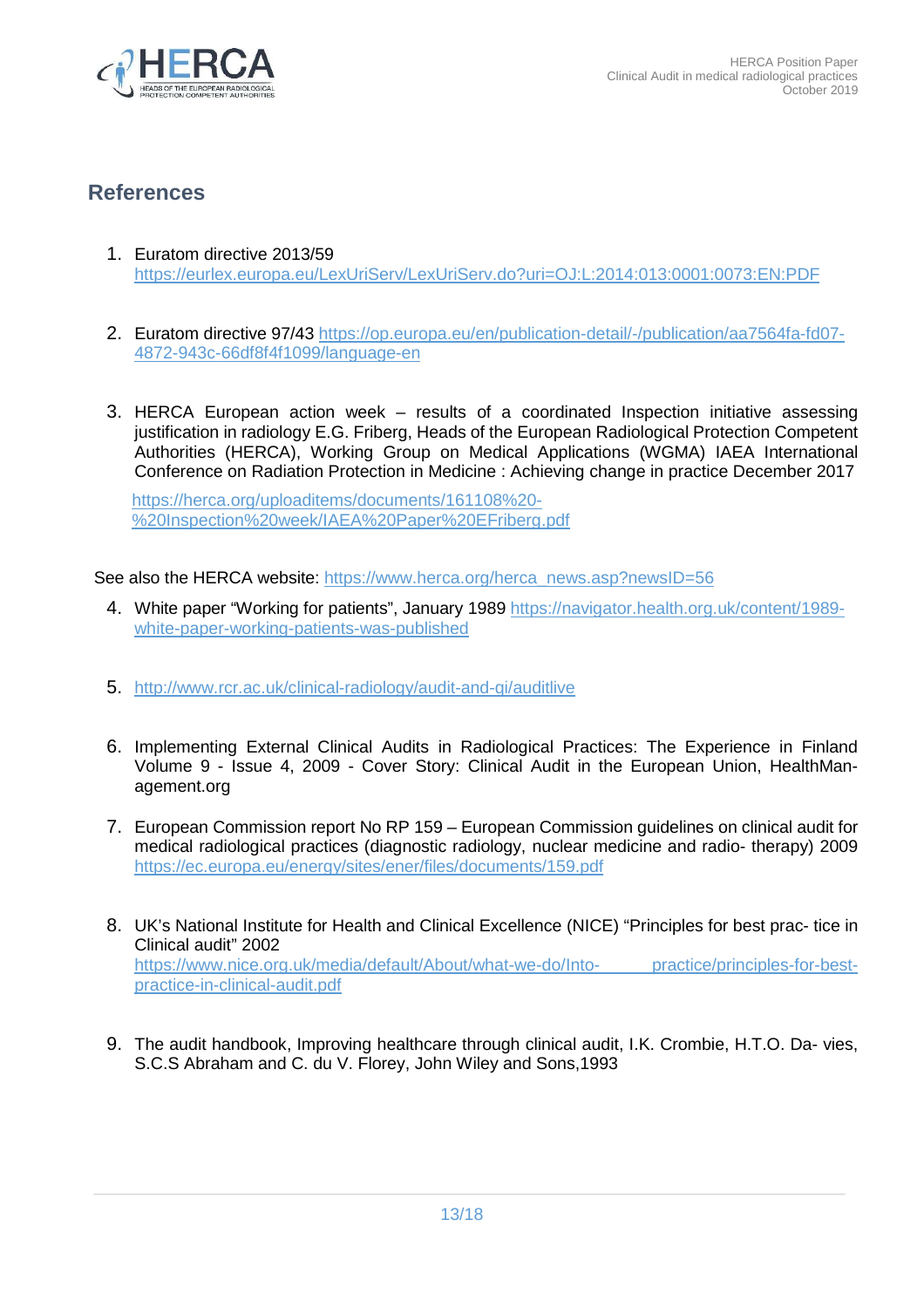## References

1. Euratom directive 2013/59 https://eurlex.europa.eu/LexUriServ/LexUriServ.do?uri=OJ:L:2014:013:0001:0073:EN:PDF

2. Euratom directive 97/43 https://op.europa.eu/en/publication-detail/-/publication/aa7564fa-fd07-4872-943c-66df8f4f1099/language-en

3. HERCA European action week – results of a coordinated Inspection initiative assessing justification in radiology E.G. Friberg, Heads of the European Radiological Protection Competent Authorities (HERCA), Working Group on Medical Applications (WGMA) IAEA International Conference on Radiation Protection in Medicine : Achieving change in practice December 2017

   https://herca.org/uploaditems/documents/161108%20-%20Inspection%20week/IAEA%20Paper%20EFriberg.pdf

See also the HERCA website: https://www.herca.org/herca_news.asp?newsID=56

4. White paper "Working for patients", January 1989 https://navigator.health.org.uk/content/1989-white-paper-working-patients-was-published

5. http://www.rcr.ac.uk/clinical-radiology/audit-and-qi/auditlive

6. Implementing External Clinical Audits in Radiological Practices: The Experience in Finland Volume 9 - Issue 4, 2009 - Cover Story: Clinical Audit in the European Union, HealthManagement.org

7. European Commission report No RP 159 – European Commission guidelines on clinical audit for medical radiological practices (diagnostic radiology, nuclear medicine and radio- therapy) 2009 https://ec.europa.eu/energy/sites/ener/files/documents/159.pdf

8. UK's National Institute for Health and Clinical Excellence (NICE) "Principles for best prac- tice in Clinical audit" 2002 https://www.nice.org.uk/media/default/About/what-we-do/Into- practice/principles-for-best-practice-in-clinical-audit.pdf

9. The audit handbook, Improving healthcare through clinical audit, I.K. Crombie, H.T.O. Da- vies, S.C.S Abraham and C. du V. Florey, John Wiley and Sons,1993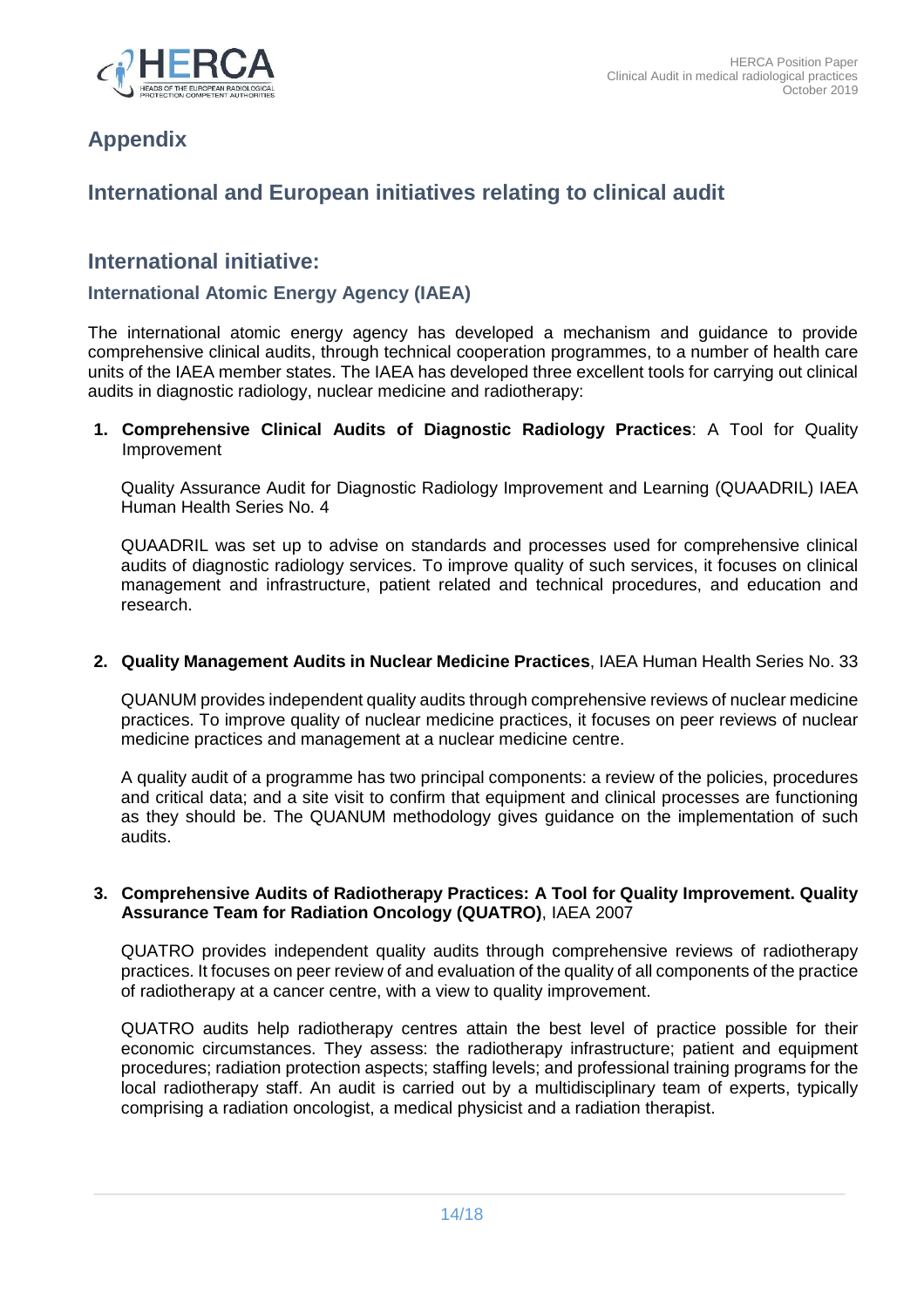# Appendix

# International and European initiatives relating to clinical audit

## International initiative:

### International Atomic Energy Agency (IAEA)

The international atomic energy agency has developed a mechanism and guidance to provide comprehensive clinical audits, through technical cooperation programmes, to a number of health care units of the IAEA member states. The IAEA has developed three excellent tools for carrying out clinical audits in diagnostic radiology, nuclear medicine and radiotherapy:

1. **Comprehensive Clinical Audits of Diagnostic Radiology Practices**: A Tool for Quality Improvement

   Quality Assurance Audit for Diagnostic Radiology Improvement and Learning (QUAADRIL) IAEA Human Health Series No. 4

   QUAADRIL was set up to advise on standards and processes used for comprehensive clinical audits of diagnostic radiology services. To improve quality of such services, it focuses on clinical management and infrastructure, patient related and technical procedures, and education and research.

2. **Quality Management Audits in Nuclear Medicine Practices**, IAEA Human Health Series No. 33

   QUANUM provides independent quality audits through comprehensive reviews of nuclear medicine practices. To improve quality of nuclear medicine practices, it focuses on peer reviews of nuclear medicine practices and management at a nuclear medicine centre.

   A quality audit of a programme has two principal components: a review of the policies, procedures and critical data; and a site visit to confirm that equipment and clinical processes are functioning as they should be. The QUANUM methodology gives guidance on the implementation of such audits.

3. **Comprehensive Audits of Radiotherapy Practices: A Tool for Quality Improvement. Quality Assurance Team for Radiation Oncology (QUATRO)**, IAEA 2007

   QUATRO provides independent quality audits through comprehensive reviews of radiotherapy practices. It focuses on peer review of and evaluation of the quality of all components of the practice of radiotherapy at a cancer centre, with a view to quality improvement.

   QUATRO audits help radiotherapy centres attain the best level of practice possible for their economic circumstances. They assess: the radiotherapy infrastructure; patient and equipment procedures; radiation protection aspects; staffing levels; and professional training programs for the local radiotherapy staff. An audit is carried out by a multidisciplinary team of experts, typically comprising a radiation oncologist, a medical physicist and a radiation therapist.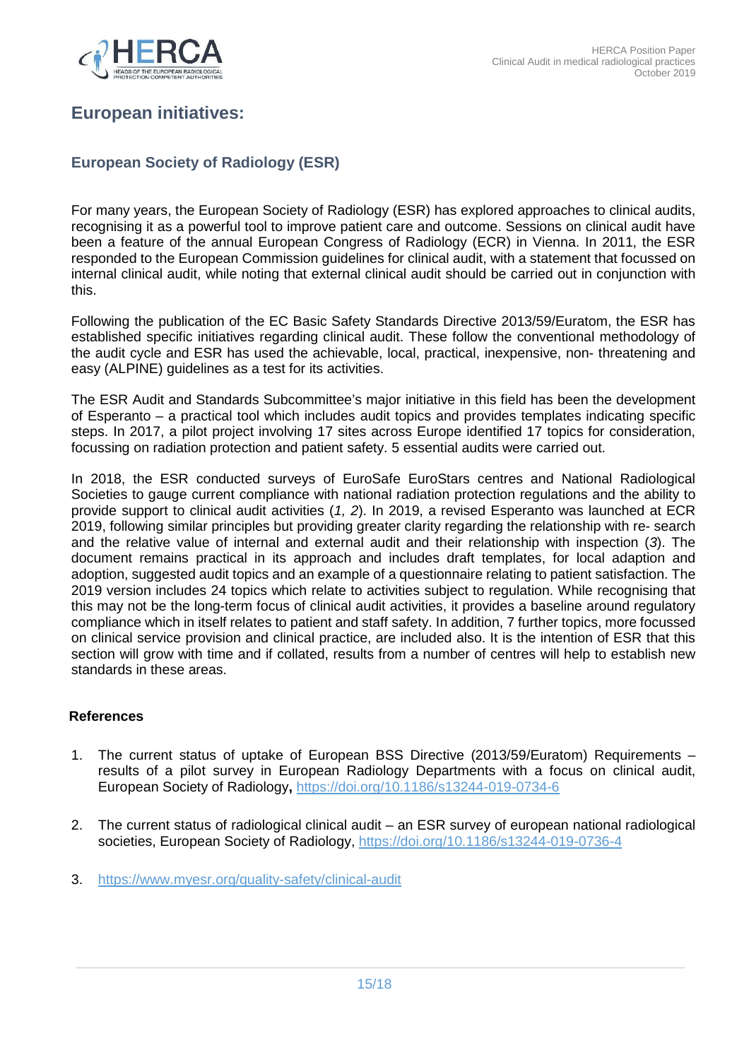# European initiatives:

## European Society of Radiology (ESR)

For many years, the European Society of Radiology (ESR) has explored approaches to clinical audits, recognising it as a powerful tool to improve patient care and outcome. Sessions on clinical audit have been a feature of the annual European Congress of Radiology (ECR) in Vienna. In 2011, the ESR responded to the European Commission guidelines for clinical audit, with a statement that focussed on internal clinical audit, while noting that external clinical audit should be carried out in conjunction with this.

Following the publication of the EC Basic Safety Standards Directive 2013/59/Euratom, the ESR has established specific initiatives regarding clinical audit. These follow the conventional methodology of the audit cycle and ESR has used the achievable, local, practical, inexpensive, non- threatening and easy (ALPINE) guidelines as a test for its activities.

The ESR Audit and Standards Subcommittee's major initiative in this field has been the development of Esperanto – a practical tool which includes audit topics and provides templates indicating specific steps. In 2017, a pilot project involving 17 sites across Europe identified 17 topics for consideration, focussing on radiation protection and patient safety. 5 essential audits were carried out.

In 2018, the ESR conducted surveys of EuroSafe EuroStars centres and National Radiological Societies to gauge current compliance with national radiation protection regulations and the ability to provide support to clinical audit activities (*1, 2*). In 2019, a revised Esperanto was launched at ECR 2019, following similar principles but providing greater clarity regarding the relationship with re- search and the relative value of internal and external audit and their relationship with inspection (*3*). The document remains practical in its approach and includes draft templates, for local adaption and adoption, suggested audit topics and an example of a questionnaire relating to patient satisfaction. The 2019 version includes 24 topics which relate to activities subject to regulation. While recognising that this may not be the long-term focus of clinical audit activities, it provides a baseline around regulatory compliance which in itself relates to patient and staff safety. In addition, 7 further topics, more focussed on clinical service provision and clinical practice, are included also. It is the intention of ESR that this section will grow with time and if collated, results from a number of centres will help to establish new standards in these areas.

**References**

1. The current status of uptake of European BSS Directive (2013/59/Euratom) Requirements – results of a pilot survey in European Radiology Departments with a focus on clinical audit, European Society of Radiology**,** https://doi.org/10.1186/s13244-019-0734-6

2. The current status of radiological clinical audit – an ESR survey of european national radiological societies, European Society of Radiology, https://doi.org/10.1186/s13244-019-0736-4

3. https://www.myesr.org/quality-safety/clinical-audit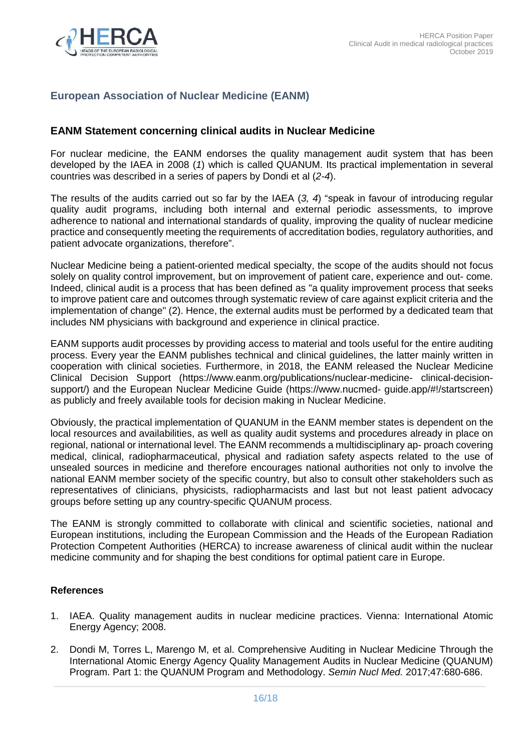## European Association of Nuclear Medicine (EANM)

### EANM Statement concerning clinical audits in Nuclear Medicine

For nuclear medicine, the EANM endorses the quality management audit system that has been developed by the IAEA in 2008 (*1*) which is called QUANUM. Its practical implementation in several countries was described in a series of papers by Dondi et al (*2-4*).

The results of the audits carried out so far by the IAEA (*3, 4*) "speak in favour of introducing regular quality audit programs, including both internal and external periodic assessments, to improve adherence to national and international standards of quality, improving the quality of nuclear medicine practice and consequently meeting the requirements of accreditation bodies, regulatory authorities, and patient advocate organizations, therefore".

Nuclear Medicine being a patient-oriented medical specialty, the scope of the audits should not focus solely on quality control improvement, but on improvement of patient care, experience and out- come. Indeed, clinical audit is a process that has been defined as "a quality improvement process that seeks to improve patient care and outcomes through systematic review of care against explicit criteria and the implementation of change" (2). Hence, the external audits must be performed by a dedicated team that includes NM physicians with background and experience in clinical practice.

EANM supports audit processes by providing access to material and tools useful for the entire auditing process. Every year the EANM publishes technical and clinical guidelines, the latter mainly written in cooperation with clinical societies. Furthermore, in 2018, the EANM released the Nuclear Medicine Clinical Decision Support (https://www.eanm.org/publications/nuclear-medicine- clinical-decision-support/) and the European Nuclear Medicine Guide (https://www.nucmed- guide.app/#!/startscreen) as publicly and freely available tools for decision making in Nuclear Medicine.

Obviously, the practical implementation of QUANUM in the EANM member states is dependent on the local resources and availabilities, as well as quality audit systems and procedures already in place on regional, national or international level. The EANM recommends a multidisciplinary ap- proach covering medical, clinical, radiopharmaceutical, physical and radiation safety aspects related to the use of unsealed sources in medicine and therefore encourages national authorities not only to involve the national EANM member society of the specific country, but also to consult other stakeholders such as representatives of clinicians, physicists, radiopharmacists and last but not least patient advocacy groups before setting up any country-specific QUANUM process.

The EANM is strongly committed to collaborate with clinical and scientific societies, national and European institutions, including the European Commission and the Heads of the European Radiation Protection Competent Authorities (HERCA) to increase awareness of clinical audit within the nuclear medicine community and for shaping the best conditions for optimal patient care in Europe.

#### References

1. IAEA. Quality management audits in nuclear medicine practices. Vienna: International Atomic Energy Agency; 2008.
2. Dondi M, Torres L, Marengo M, et al. Comprehensive Auditing in Nuclear Medicine Through the International Atomic Energy Agency Quality Management Audits in Nuclear Medicine (QUANUM) Program. Part 1: the QUANUM Program and Methodology. *Semin Nucl Med.* 2017;47:680-686.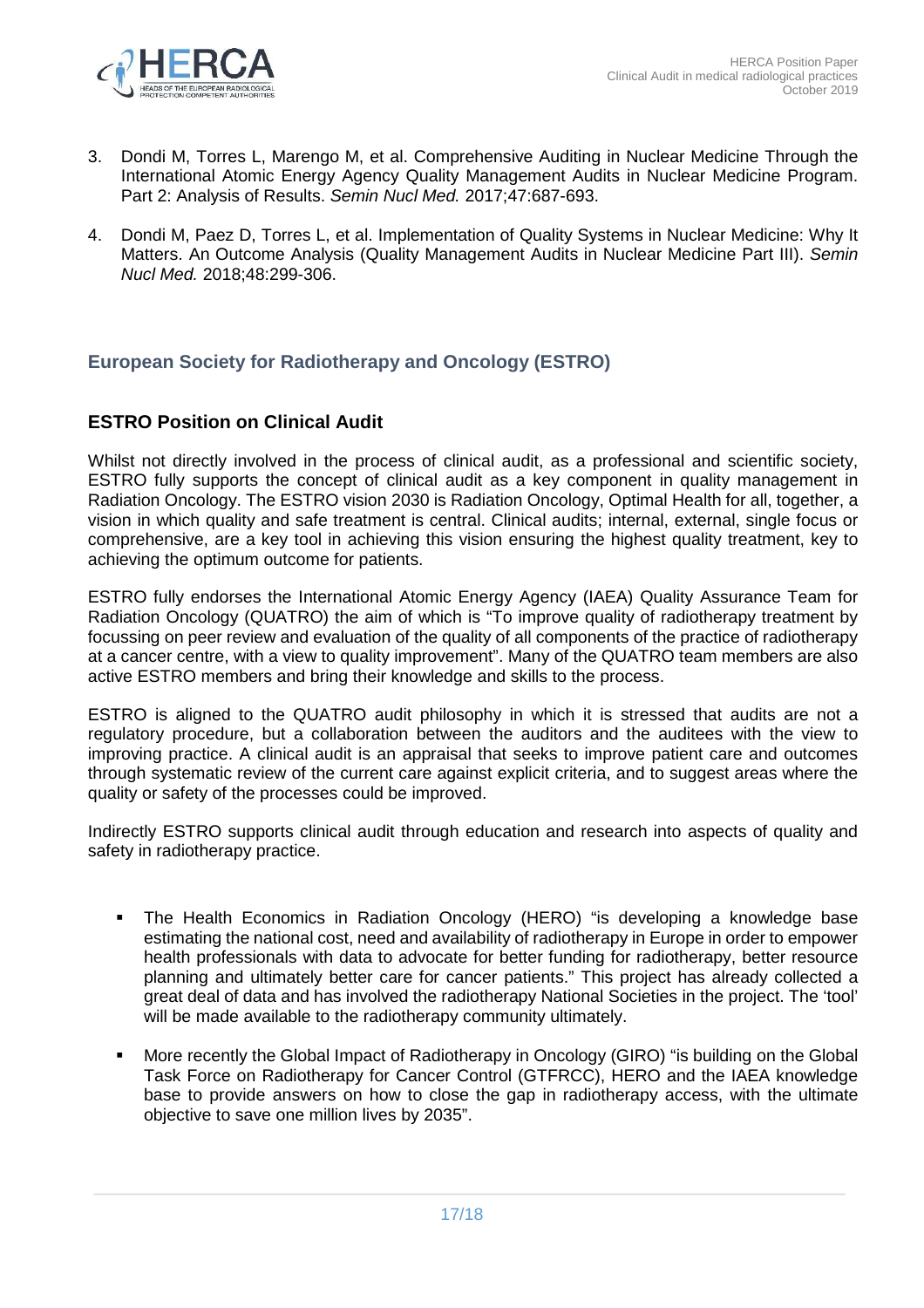3. Dondi M, Torres L, Marengo M, et al. Comprehensive Auditing in Nuclear Medicine Through the International Atomic Energy Agency Quality Management Audits in Nuclear Medicine Program. Part 2: Analysis of Results. *Semin Nucl Med.* 2017;47:687-693.

4. Dondi M, Paez D, Torres L, et al. Implementation of Quality Systems in Nuclear Medicine: Why It Matters. An Outcome Analysis (Quality Management Audits in Nuclear Medicine Part III). *Semin Nucl Med.* 2018;48:299-306.

## European Society for Radiotherapy and Oncology (ESTRO)

### ESTRO Position on Clinical Audit

Whilst not directly involved in the process of clinical audit, as a professional and scientific society, ESTRO fully supports the concept of clinical audit as a key component in quality management in Radiation Oncology. The ESTRO vision 2030 is Radiation Oncology, Optimal Health for all, together, a vision in which quality and safe treatment is central. Clinical audits; internal, external, single focus or comprehensive, are a key tool in achieving this vision ensuring the highest quality treatment, key to achieving the optimum outcome for patients.

ESTRO fully endorses the International Atomic Energy Agency (IAEA) Quality Assurance Team for Radiation Oncology (QUATRO) the aim of which is "To improve quality of radiotherapy treatment by focussing on peer review and evaluation of the quality of all components of the practice of radiotherapy at a cancer centre, with a view to quality improvement". Many of the QUATRO team members are also active ESTRO members and bring their knowledge and skills to the process.

ESTRO is aligned to the QUATRO audit philosophy in which it is stressed that audits are not a regulatory procedure, but a collaboration between the auditors and the auditees with the view to improving practice. A clinical audit is an appraisal that seeks to improve patient care and outcomes through systematic review of the current care against explicit criteria, and to suggest areas where the quality or safety of the processes could be improved.

Indirectly ESTRO supports clinical audit through education and research into aspects of quality and safety in radiotherapy practice.

- The Health Economics in Radiation Oncology (HERO) "is developing a knowledge base estimating the national cost, need and availability of radiotherapy in Europe in order to empower health professionals with data to advocate for better funding for radiotherapy, better resource planning and ultimately better care for cancer patients." This project has already collected a great deal of data and has involved the radiotherapy National Societies in the project. The 'tool' will be made available to the radiotherapy community ultimately.

- More recently the Global Impact of Radiotherapy in Oncology (GIRO) "is building on the Global Task Force on Radiotherapy for Cancer Control (GTFRCC), HERO and the IAEA knowledge base to provide answers on how to close the gap in radiotherapy access, with the ultimate objective to save one million lives by 2035".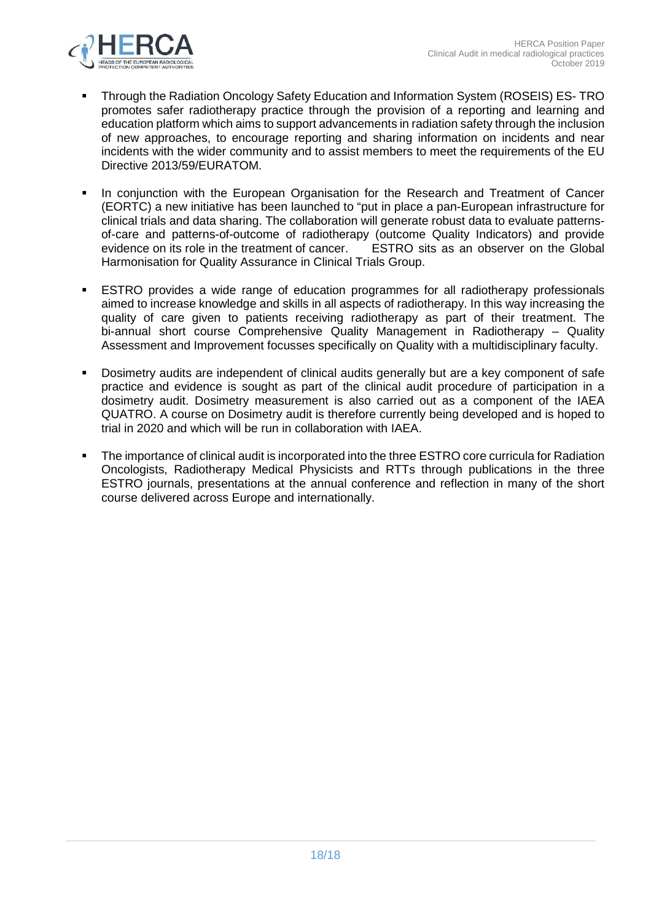- Through the Radiation Oncology Safety Education and Information System (ROSEIS) ES- TRO promotes safer radiotherapy practice through the provision of a reporting and learning and education platform which aims to support advancements in radiation safety through the inclusion of new approaches, to encourage reporting and sharing information on incidents and near incidents with the wider community and to assist members to meet the requirements of the EU Directive 2013/59/EURATOM.

- In conjunction with the European Organisation for the Research and Treatment of Cancer (EORTC) a new initiative has been launched to "put in place a pan-European infrastructure for clinical trials and data sharing. The collaboration will generate robust data to evaluate patterns-of-care and patterns-of-outcome of radiotherapy (outcome Quality Indicators) and provide evidence on its role in the treatment of cancer. ESTRO sits as an observer on the Global Harmonisation for Quality Assurance in Clinical Trials Group.

- ESTRO provides a wide range of education programmes for all radiotherapy professionals aimed to increase knowledge and skills in all aspects of radiotherapy. In this way increasing the quality of care given to patients receiving radiotherapy as part of their treatment. The bi-annual short course Comprehensive Quality Management in Radiotherapy – Quality Assessment and Improvement focusses specifically on Quality with a multidisciplinary faculty.

- Dosimetry audits are independent of clinical audits generally but are a key component of safe practice and evidence is sought as part of the clinical audit procedure of participation in a dosimetry audit. Dosimetry measurement is also carried out as a component of the IAEA QUATRO. A course on Dosimetry audit is therefore currently being developed and is hoped to trial in 2020 and which will be run in collaboration with IAEA.

- The importance of clinical audit is incorporated into the three ESTRO core curricula for Radiation Oncologists, Radiotherapy Medical Physicists and RTTs through publications in the three ESTRO journals, presentations at the annual conference and reflection in many of the short course delivered across Europe and internationally.